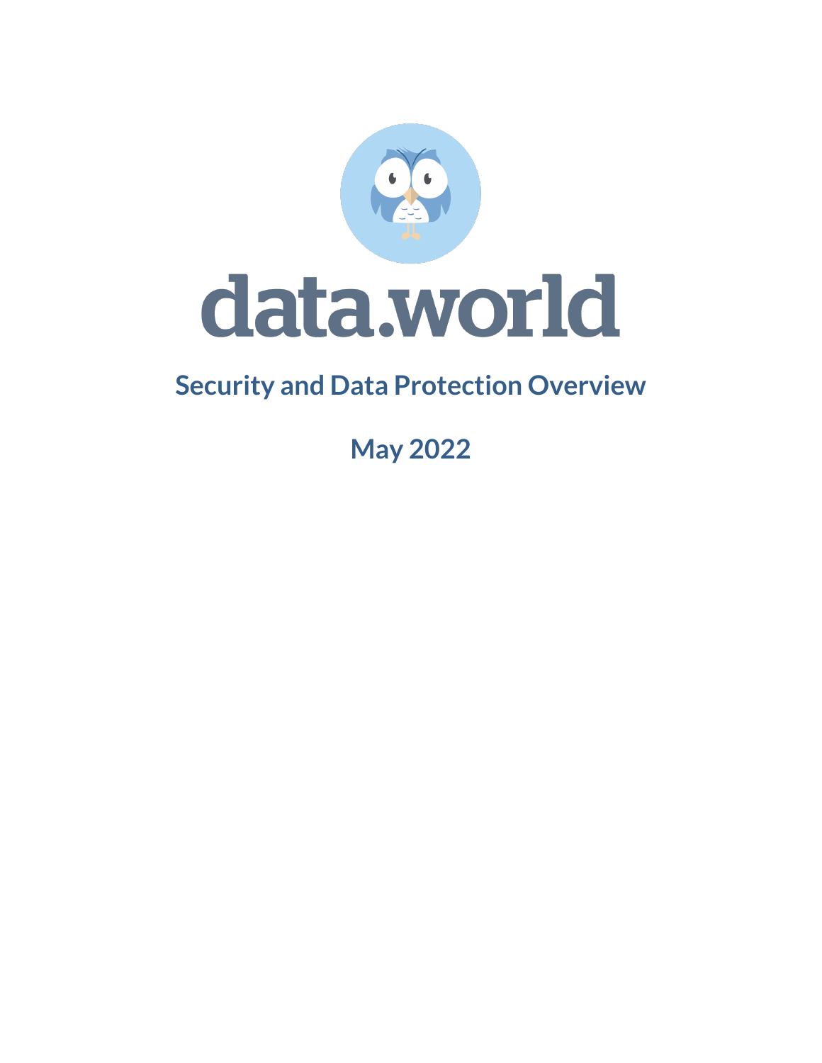# data.world

## Security and Data Protection Overview

## May 2022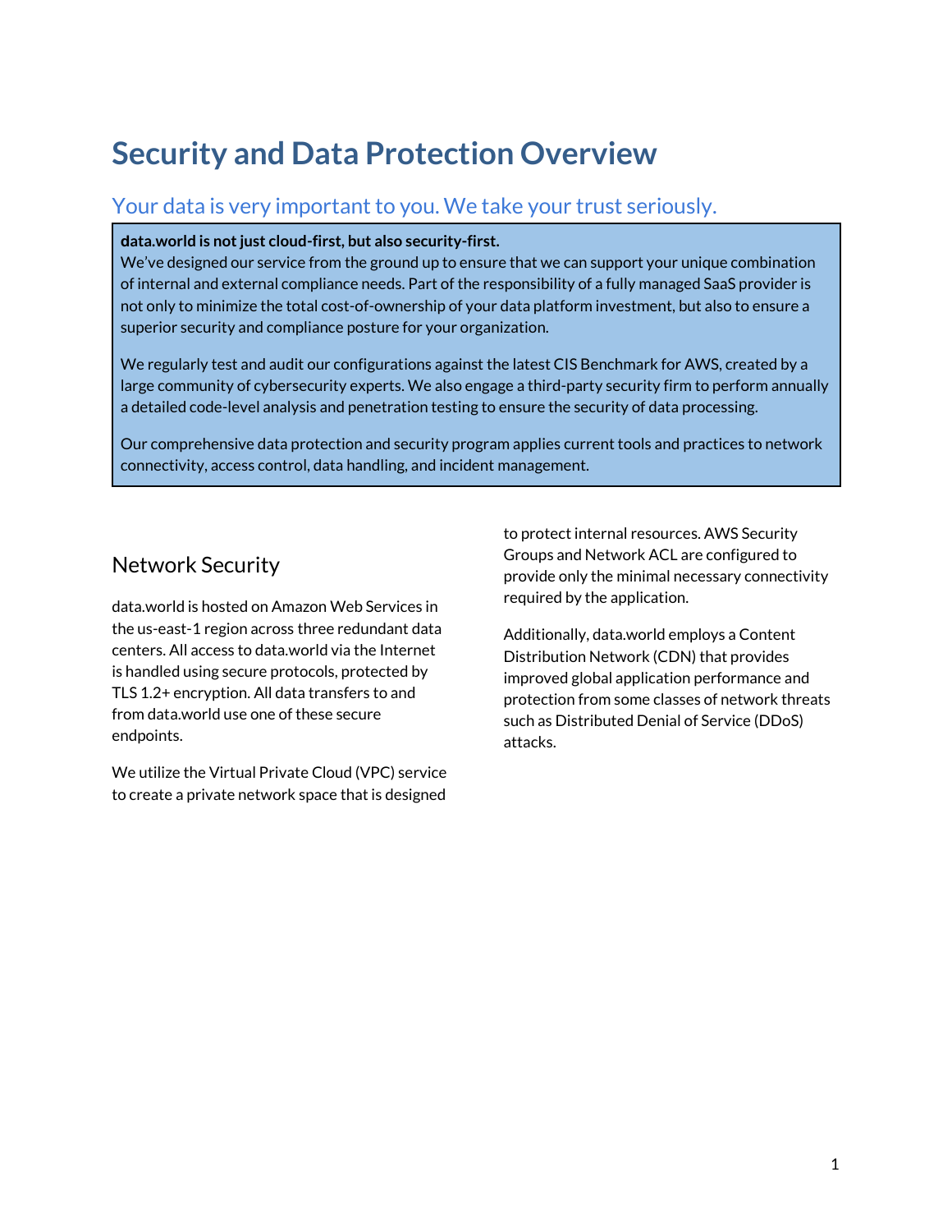# Security and Data Protection Overview

## Your data is very important to you. We take your trust seriously.

**data.world is not just cloud-first, but also security-first.**
We've designed our service from the ground up to ensure that we can support your unique combination of internal and external compliance needs. Part of the responsibility of a fully managed SaaS provider is not only to minimize the total cost-of-ownership of your data platform investment, but also to ensure a superior security and compliance posture for your organization.

We regularly test and audit our configurations against the latest CIS Benchmark for AWS, created by a large community of cybersecurity experts. We also engage a third-party security firm to perform annually a detailed code-level analysis and penetration testing to ensure the security of data processing.

Our comprehensive data protection and security program applies current tools and practices to network connectivity, access control, data handling, and incident management.

### Network Security

data.world is hosted on Amazon Web Services in the us-east-1 region across three redundant data centers. All access to data.world via the Internet is handled using secure protocols, protected by TLS 1.2+ encryption. All data transfers to and from data.world use one of these secure endpoints.

We utilize the Virtual Private Cloud (VPC) service to create a private network space that is designed to protect internal resources. AWS Security Groups and Network ACL are configured to provide only the minimal necessary connectivity required by the application.

Additionally, data.world employs a Content Distribution Network (CDN) that provides improved global application performance and protection from some classes of network threats such as Distributed Denial of Service (DDoS) attacks.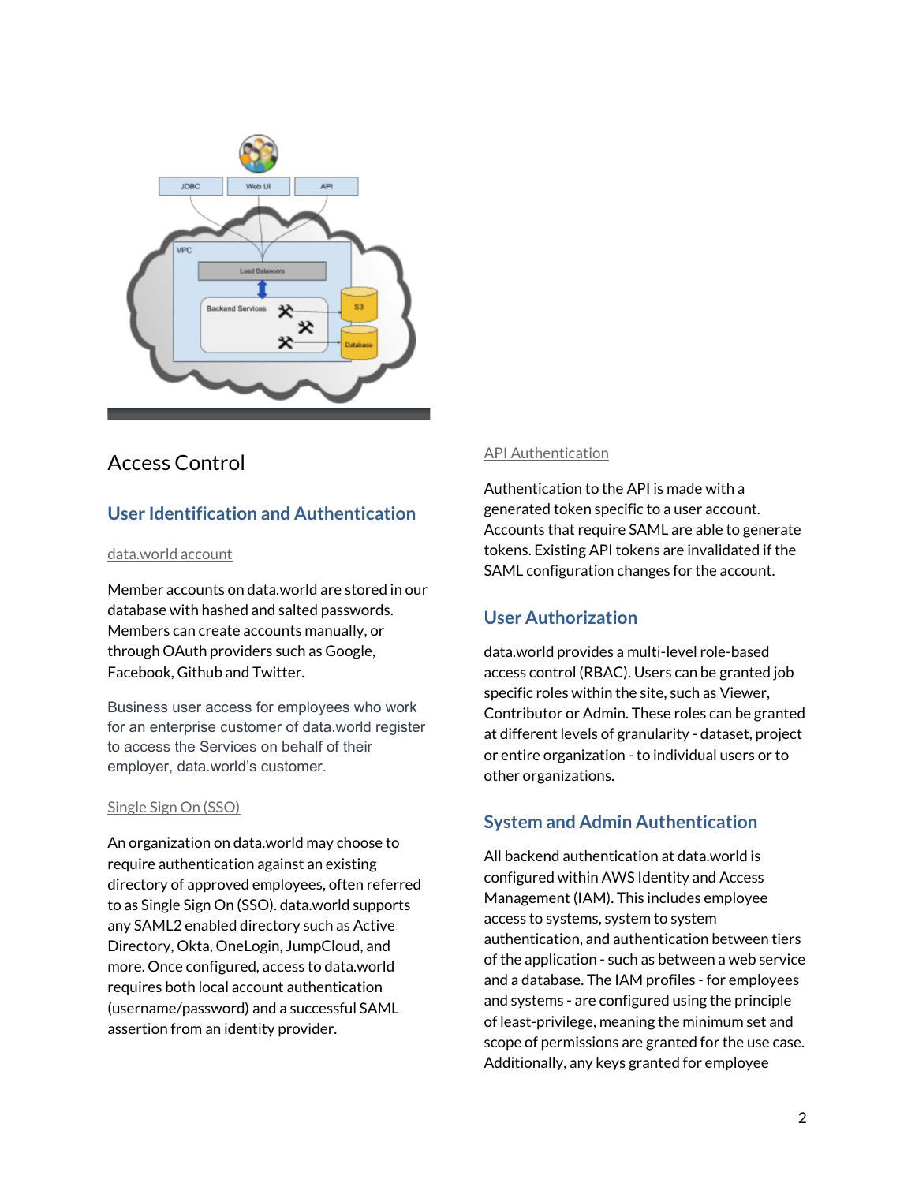## Access Control

### User Identification and Authentication

#### data.world account

Member accounts on data.world are stored in our database with hashed and salted passwords. Members can create accounts manually, or through OAuth providers such as Google, Facebook, Github and Twitter.

Business user access for employees who work for an enterprise customer of data.world register to access the Services on behalf of their employer, data.world's customer.

#### Single Sign On (SSO)

An organization on data.world may choose to require authentication against an existing directory of approved employees, often referred to as Single Sign On (SSO). data.world supports any SAML2 enabled directory such as Active Directory, Okta, OneLogin, JumpCloud, and more. Once configured, access to data.world requires both local account authentication (username/password) and a successful SAML assertion from an identity provider.

#### API Authentication

Authentication to the API is made with a generated token specific to a user account. Accounts that require SAML are able to generate tokens. Existing API tokens are invalidated if the SAML configuration changes for the account.

### User Authorization

data.world provides a multi-level role-based access control (RBAC). Users can be granted job specific roles within the site, such as Viewer, Contributor or Admin. These roles can be granted at different levels of granularity - dataset, project or entire organization - to individual users or to other organizations.

### System and Admin Authentication

All backend authentication at data.world is configured within AWS Identity and Access Management (IAM). This includes employee access to systems, system to system authentication, and authentication between tiers of the application - such as between a web service and a database. The IAM profiles - for employees and systems - are configured using the principle of least-privilege, meaning the minimum set and scope of permissions are granted for the use case. Additionally, any keys granted for employee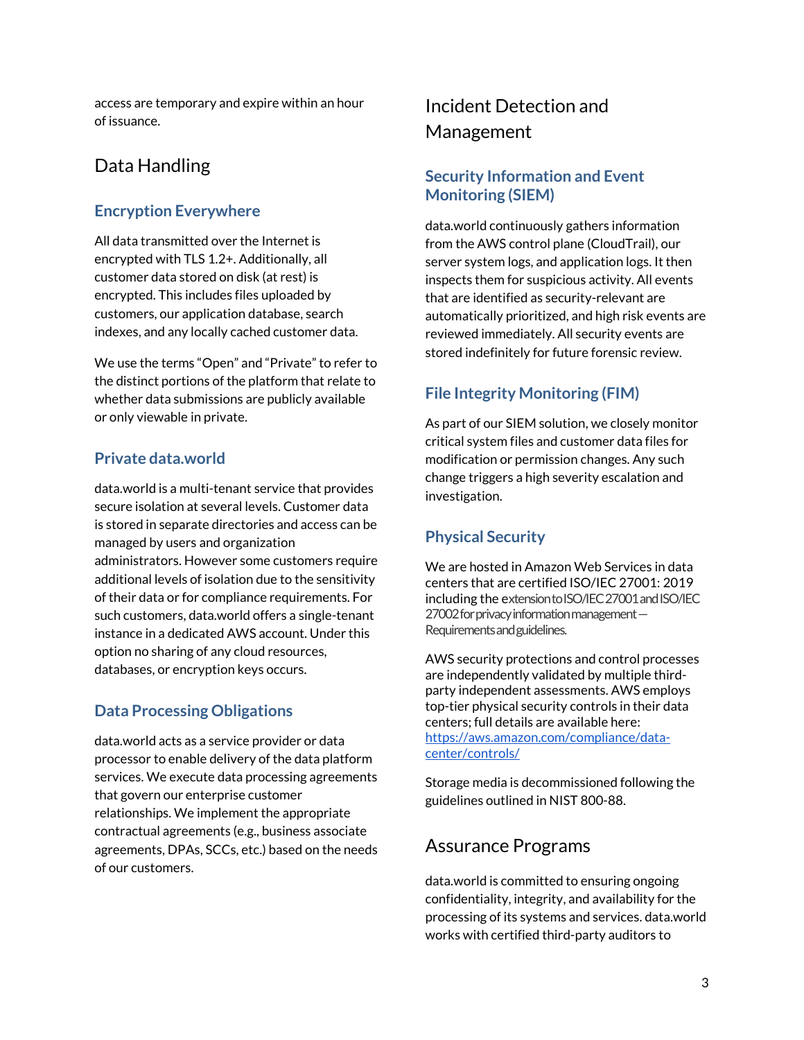access are temporary and expire within an hour of issuance.

## Data Handling

### Encryption Everywhere

All data transmitted over the Internet is encrypted with TLS 1.2+. Additionally, all customer data stored on disk (at rest) is encrypted. This includes files uploaded by customers, our application database, search indexes, and any locally cached customer data.

We use the terms "Open" and "Private" to refer to the distinct portions of the platform that relate to whether data submissions are publicly available or only viewable in private.

### Private data.world

data.world is a multi-tenant service that provides secure isolation at several levels. Customer data is stored in separate directories and access can be managed by users and organization administrators. However some customers require additional levels of isolation due to the sensitivity of their data or for compliance requirements. For such customers, data.world offers a single-tenant instance in a dedicated AWS account. Under this option no sharing of any cloud resources, databases, or encryption keys occurs.

### Data Processing Obligations

data.world acts as a service provider or data processor to enable delivery of the data platform services. We execute data processing agreements that govern our enterprise customer relationships. We implement the appropriate contractual agreements (e.g., business associate agreements, DPAs, SCCs, etc.) based on the needs of our customers.

## Incident Detection and Management

### Security Information and Event Monitoring (SIEM)

data.world continuously gathers information from the AWS control plane (CloudTrail), our server system logs, and application logs. It then inspects them for suspicious activity. All events that are identified as security-relevant are automatically prioritized, and high risk events are reviewed immediately. All security events are stored indefinitely for future forensic review.

### File Integrity Monitoring (FIM)

As part of our SIEM solution, we closely monitor critical system files and customer data files for modification or permission changes. Any such change triggers a high severity escalation and investigation.

### Physical Security

We are hosted in Amazon Web Services in data centers that are certified ISO/IEC 27001: 2019 including the extension to ISO/IEC 27001 and ISO/IEC 27002 for privacy information management — Requirements and guidelines.

AWS security protections and control processes are independently validated by multiple third-party independent assessments. AWS employs top-tier physical security controls in their data centers; full details are available here: [https://aws.amazon.com/compliance/data-center/controls/](https://aws.amazon.com/compliance/data-center/controls/)

Storage media is decommissioned following the guidelines outlined in NIST 800-88.

## Assurance Programs

data.world is committed to ensuring ongoing confidentiality, integrity, and availability for the processing of its systems and services. data.world works with certified third-party auditors to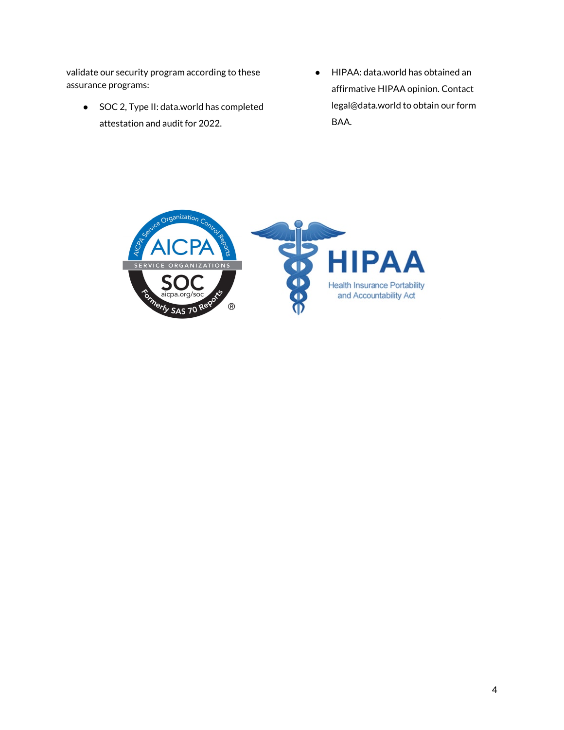validate our security program according to these assurance programs:

- SOC 2, Type II: data.world has completed attestation and audit for 2022.
- HIPAA: data.world has obtained an affirmative HIPAA opinion. Contact legal@data.world to obtain our form BAA.